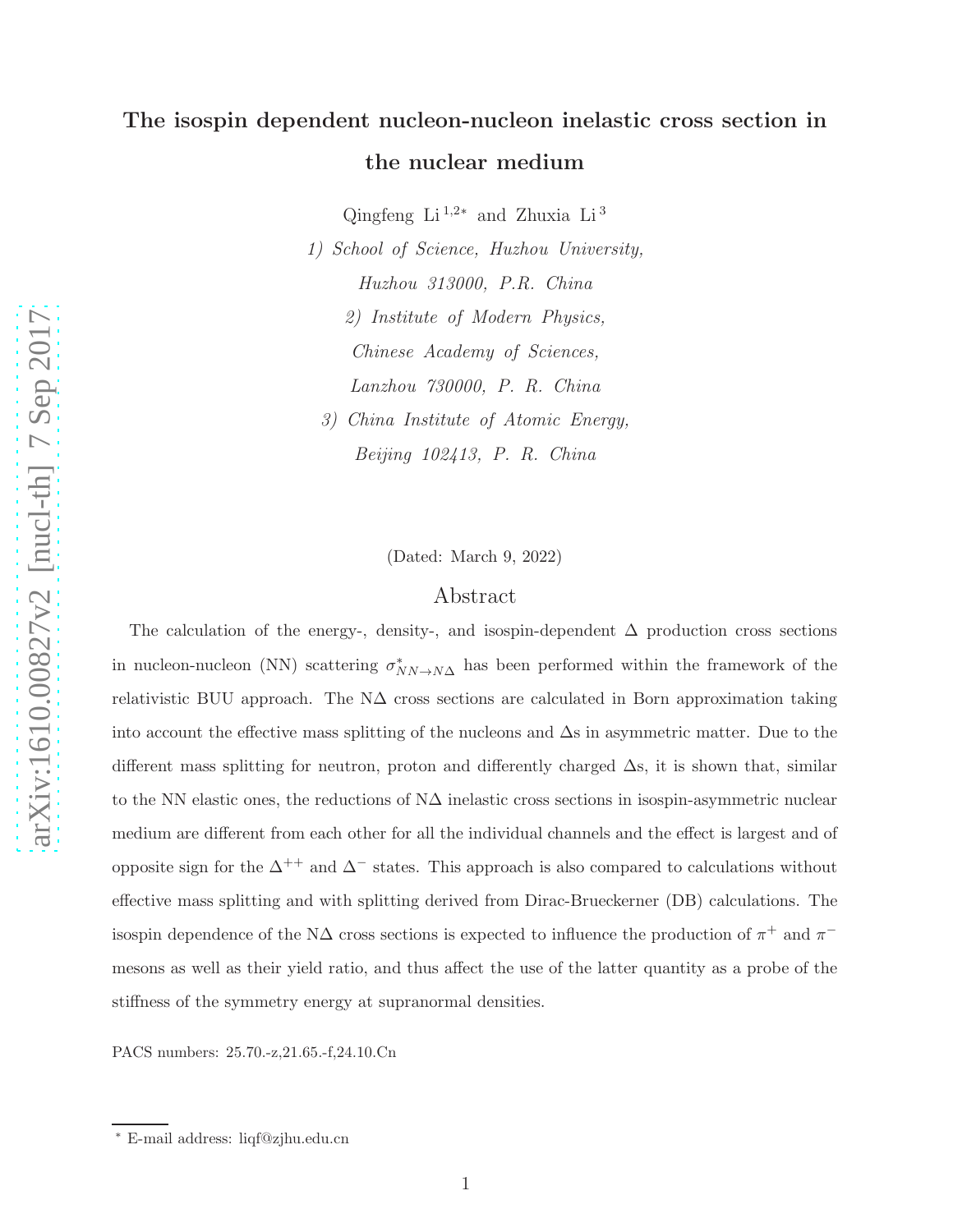# The isospin dependent nucleon-nucleon inelastic cross section in the nuclear medium

Qingfeng Li [1,2*] and Zhuxia Li [3]

*1) School of Science, Huzhou University, Huzhou 313000, P.R. China*

*2) Institute of Modern Physics, Chinese Academy of Sciences, Lanzhou 730000, P. R. China*

*3) China Institute of Atomic Energy, Beijing 102413, P. R. China*

(Dated: March 9, 2022)

## Abstract

The calculation of the energy-, density-, and isospin-dependent $\Delta$ production cross sections in nucleon-nucleon (NN) scattering $\sigma^{*}_{NN\to N\Delta}$ has been performed within the framework of the relativistic BUU approach. The N$\Delta$ cross sections are calculated in Born approximation taking into account the effective mass splitting of the nucleons and $\Delta$s in asymmetric matter. Due to the different mass splitting for neutron, proton and differently charged $\Delta$s, it is shown that, similar to the NN elastic ones, the reductions of N$\Delta$ inelastic cross sections in isospin-asymmetric nuclear medium are different from each other for all the individual channels and the effect is largest and of opposite sign for the $\Delta^{++}$ and $\Delta^{-}$ states. This approach is also compared to calculations without effective mass splitting and with splitting derived from Dirac-Brueckerner (DB) calculations. The isospin dependence of the N$\Delta$ cross sections is expected to influence the production of $\pi^{+}$ and $\pi^{-}$ mesons as well as their yield ratio, and thus affect the use of the latter quantity as a probe of the stiffness of the symmetry energy at supranormal densities.

PACS numbers: 25.70.-z,21.65.-f,24.10.Cn

* E-mail address: liqf@zjhu.edu.cn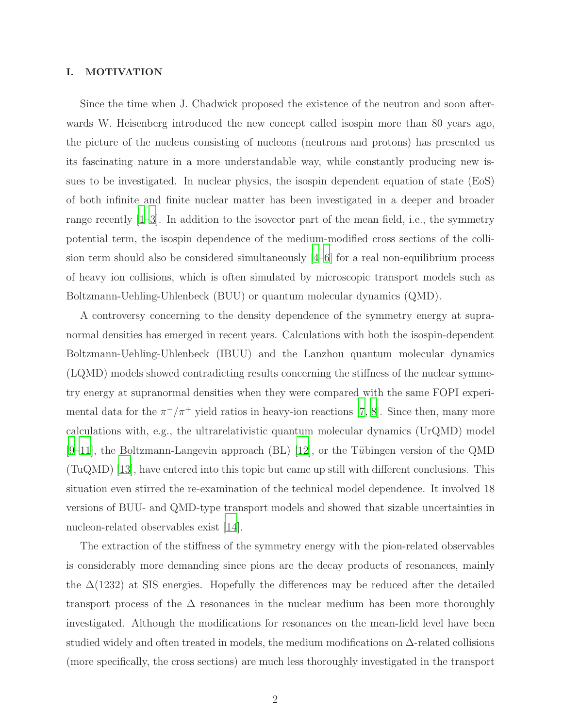## I. MOTIVATION

Since the time when J. Chadwick proposed the existence of the neutron and soon afterwards W. Heisenberg introduced the new concept called isospin more than 80 years ago, the picture of the nucleus consisting of nucleons (neutrons and protons) has presented us its fascinating nature in a more understandable way, while constantly producing new issues to be investigated. In nuclear physics, the isospin dependent equation of state (EoS) of both infinite and finite nuclear matter has been investigated in a deeper and broader range recently [1–3]. In addition to the isovector part of the mean field, i.e., the symmetry potential term, the isospin dependence of the medium-modified cross sections of the collision term should also be considered simultaneously [4–6] for a real non-equilibrium process of heavy ion collisions, which is often simulated by microscopic transport models such as Boltzmann-Uehling-Uhlenbeck (BUU) or quantum molecular dynamics (QMD).

A controversy concerning to the density dependence of the symmetry energy at supranormal densities has emerged in recent years. Calculations with both the isospin-dependent Boltzmann-Uehling-Uhlenbeck (IBUU) and the Lanzhou quantum molecular dynamics (LQMD) models showed contradicting results concerning the stiffness of the nuclear symmetry energy at supranormal densities when they were compared with the same FOPI experimental data for the $\pi^-/\pi^+$ yield ratios in heavy-ion reactions [7, 8]. Since then, many more calculations with, e.g., the ultrarelativistic quantum molecular dynamics (UrQMD) model [9–11], the Boltzmann-Langevin approach (BL) [12], or the Tübingen version of the QMD (TuQMD) [13], have entered into this topic but came up still with different conclusions. This situation even stirred the re-examination of the technical model dependence. It involved 18 versions of BUU- and QMD-type transport models and showed that sizable uncertainties in nucleon-related observables exist [14].

The extraction of the stiffness of the symmetry energy with the pion-related observables is considerably more demanding since pions are the decay products of resonances, mainly the $\Delta(1232)$ at SIS energies. Hopefully the differences may be reduced after the detailed transport process of the $\Delta$ resonances in the nuclear medium has been more thoroughly investigated. Although the modifications for resonances on the mean-field level have been studied widely and often treated in models, the medium modifications on $\Delta$-related collisions (more specifically, the cross sections) are much less thoroughly investigated in the transport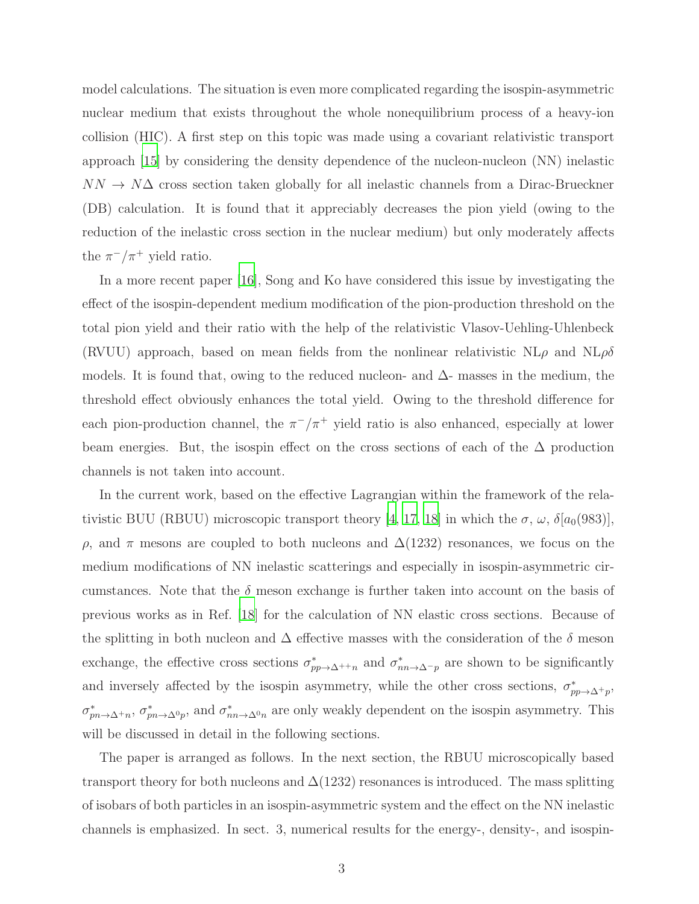model calculations. The situation is even more complicated regarding the isospin-asymmetric nuclear medium that exists throughout the whole nonequilibrium process of a heavy-ion collision (HIC). A first step on this topic was made using a covariant relativistic transport approach [15] by considering the density dependence of the nucleon-nucleon (NN) inelastic $NN \rightarrow N\Delta$ cross section taken globally for all inelastic channels from a Dirac-Brueckner (DB) calculation. It is found that it appreciably decreases the pion yield (owing to the reduction of the inelastic cross section in the nuclear medium) but only moderately affects the $\pi^-/\pi^+$ yield ratio.

In a more recent paper [16], Song and Ko have considered this issue by investigating the effect of the isospin-dependent medium modification of the pion-production threshold on the total pion yield and their ratio with the help of the relativistic Vlasov-Uehling-Uhlenbeck (RVUU) approach, based on mean fields from the nonlinear relativistic NL$\rho$ and NL$\rho\delta$ models. It is found that, owing to the reduced nucleon- and $\Delta$- masses in the medium, the threshold effect obviously enhances the total yield. Owing to the threshold difference for each pion-production channel, the $\pi^-/\pi^+$ yield ratio is also enhanced, especially at lower beam energies. But, the isospin effect on the cross sections of each of the $\Delta$ production channels is not taken into account.

In the current work, based on the effective Lagrangian within the framework of the relativistic BUU (RBUU) microscopic transport theory [4, 17, 18] in which the $\sigma$, $\omega$, $\delta[a_0(983)]$, $\rho$, and $\pi$ mesons are coupled to both nucleons and $\Delta(1232)$ resonances, we focus on the medium modifications of NN inelastic scatterings and especially in isospin-asymmetric circumstances. Note that the $\delta$ meson exchange is further taken into account on the basis of previous works as in Ref. [18] for the calculation of NN elastic cross sections. Because of the splitting in both nucleon and $\Delta$ effective masses with the consideration of the $\delta$ meson exchange, the effective cross sections $\sigma^*_{pp\rightarrow\Delta^{++}n}$ and $\sigma^*_{nn\rightarrow\Delta^{-}p}$ are shown to be significantly and inversely affected by the isospin asymmetry, while the other cross sections, $\sigma^*_{pp\rightarrow\Delta^{+}p}$, $\sigma^*_{pn\rightarrow\Delta^{+}n}$, $\sigma^*_{pn\rightarrow\Delta^{0}p}$, and $\sigma^*_{nn\rightarrow\Delta^{0}n}$ are only weakly dependent on the isospin asymmetry. This will be discussed in detail in the following sections.

The paper is arranged as follows. In the next section, the RBUU microscopically based transport theory for both nucleons and $\Delta(1232)$ resonances is introduced. The mass splitting of isobars of both particles in an isospin-asymmetric system and the effect on the NN inelastic channels is emphasized. In sect. 3, numerical results for the energy-, density-, and isospin-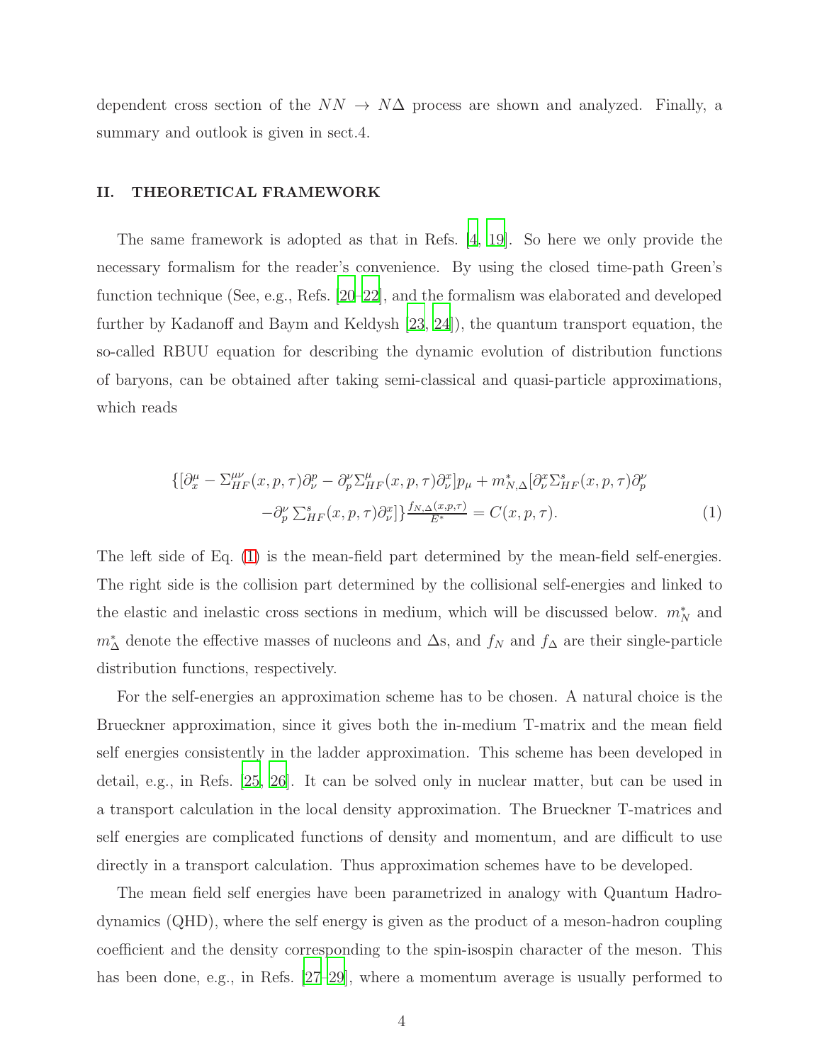dependent cross section of the $NN \to N\Delta$ process are shown and analyzed. Finally, a summary and outlook is given in sect.4.

## II. THEORETICAL FRAMEWORK

The same framework is adopted as that in Refs. [4, 19]. So here we only provide the necessary formalism for the reader's convenience. By using the closed time-path Green's function technique (See, e.g., Refs. [20–22], and the formalism was elaborated and developed further by Kadanoff and Baym and Keldysh [23, 24]), the quantum transport equation, the so-called RBUU equation for describing the dynamic evolution of distribution functions of baryons, can be obtained after taking semi-classical and quasi-particle approximations, which reads

$$
\begin{aligned}
\{[\partial_x^{\mu} - \Sigma_{HF}^{\mu\nu}(x,p,\tau)\partial_{\nu}^{p} - \partial_p^{\nu}\Sigma_{HF}^{\mu}(x,p,\tau)\partial_{\nu}^{x}]p_{\mu} + m_{N,\Delta}^{*}[\partial_{\nu}^{x}\Sigma_{HF}^{s}(x,p,\tau)\partial_p^{\nu} \\
-\partial_p^{\nu}\textstyle\sum_{HF}^{s}(x,p,\tau)\partial_{\nu}^{x}]\}\frac{f_{N,\Delta}(x,p,\tau)}{E^{*}} = C(x,p,\tau). \qquad (1)
\end{aligned}
$$

The left side of Eq. (1) is the mean-field part determined by the mean-field self-energies. The right side is the collision part determined by the collisional self-energies and linked to the elastic and inelastic cross sections in medium, which will be discussed below. $m_N^*$ and $m_\Delta^*$ denote the effective masses of nucleons and $\Delta$s, and $f_N$ and $f_\Delta$ are their single-particle distribution functions, respectively.

For the self-energies an approximation scheme has to be chosen. A natural choice is the Brueckner approximation, since it gives both the in-medium T-matrix and the mean field self energies consistently in the ladder approximation. This scheme has been developed in detail, e.g., in Refs. [25, 26]. It can be solved only in nuclear matter, but can be used in a transport calculation in the local density approximation. The Brueckner T-matrices and self energies are complicated functions of density and momentum, and are difficult to use directly in a transport calculation. Thus approximation schemes have to be developed.

The mean field self energies have been parametrized in analogy with Quantum Hadrodynamics (QHD), where the self energy is given as the product of a meson-hadron coupling coefficient and the density corresponding to the spin-isospin character of the meson. This has been done, e.g., in Refs. [27–29], where a momentum average is usually performed to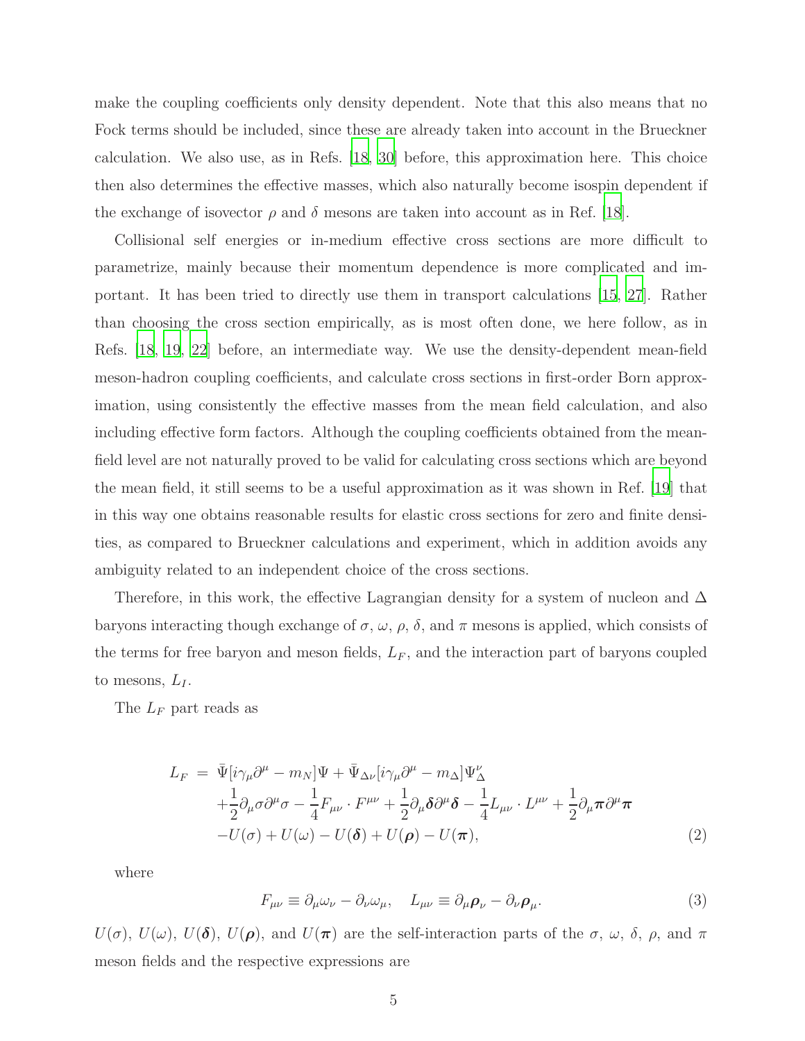make the coupling coefficients only density dependent. Note that this also means that no Fock terms should be included, since these are already taken into account in the Brueckner calculation. We also use, as in Refs. [18, 30] before, this approximation here. This choice then also determines the effective masses, which also naturally become isospin dependent if the exchange of isovector $\rho$ and $\delta$ mesons are taken into account as in Ref. [18].

Collisional self energies or in-medium effective cross sections are more difficult to parametrize, mainly because their momentum dependence is more complicated and important. It has been tried to directly use them in transport calculations [15, 27]. Rather than choosing the cross section empirically, as is most often done, we here follow, as in Refs. [18, 19, 22] before, an intermediate way. We use the density-dependent mean-field meson-hadron coupling coefficients, and calculate cross sections in first-order Born approximation, using consistently the effective masses from the mean field calculation, and also including effective form factors. Although the coupling coefficients obtained from the mean-field level are not naturally proved to be valid for calculating cross sections which are beyond the mean field, it still seems to be a useful approximation as it was shown in Ref. [19] that in this way one obtains reasonable results for elastic cross sections for zero and finite densities, as compared to Brueckner calculations and experiment, which in addition avoids any ambiguity related to an independent choice of the cross sections.

Therefore, in this work, the effective Lagrangian density for a system of nucleon and $\Delta$ baryons interacting though exchange of $\sigma$, $\omega$, $\rho$, $\delta$, and $\pi$ mesons is applied, which consists of the terms for free baryon and meson fields, $L_F$, and the interaction part of baryons coupled to mesons, $L_I$.

The $L_F$ part reads as

$$
\begin{aligned}
L_F \ = \ & \bar{\Psi}[i\gamma_\mu\partial^\mu - m_N]\Psi + \bar{\Psi}_{\Delta\nu}[i\gamma_\mu\partial^\mu - m_\Delta]\Psi^\nu_\Delta \\
& + \frac{1}{2}\partial_\mu\sigma\partial^\mu\sigma - \frac{1}{4}F_{\mu\nu}\cdot F^{\mu\nu} + \frac{1}{2}\partial_\mu\boldsymbol{\delta}\partial^\mu\boldsymbol{\delta} - \frac{1}{4}L_{\mu\nu}\cdot L^{\mu\nu} + \frac{1}{2}\partial_\mu\boldsymbol{\pi}\partial^\mu\boldsymbol{\pi} \\
& - U(\sigma) + U(\omega) - U(\boldsymbol{\delta}) + U(\boldsymbol{\rho}) - U(\boldsymbol{\pi}),
\end{aligned} \tag{2}
$$

where

$$
F_{\mu\nu} \equiv \partial_\mu\omega_\nu - \partial_\nu\omega_\mu, \quad L_{\mu\nu} \equiv \partial_\mu\boldsymbol{\rho}_\nu - \partial_\nu\boldsymbol{\rho}_\mu. \tag{3}
$$

$U(\sigma)$, $U(\omega)$, $U(\boldsymbol{\delta})$, $U(\boldsymbol{\rho})$, and $U(\boldsymbol{\pi})$ are the self-interaction parts of the $\sigma$, $\omega$, $\delta$, $\rho$, and $\pi$ meson fields and the respective expressions are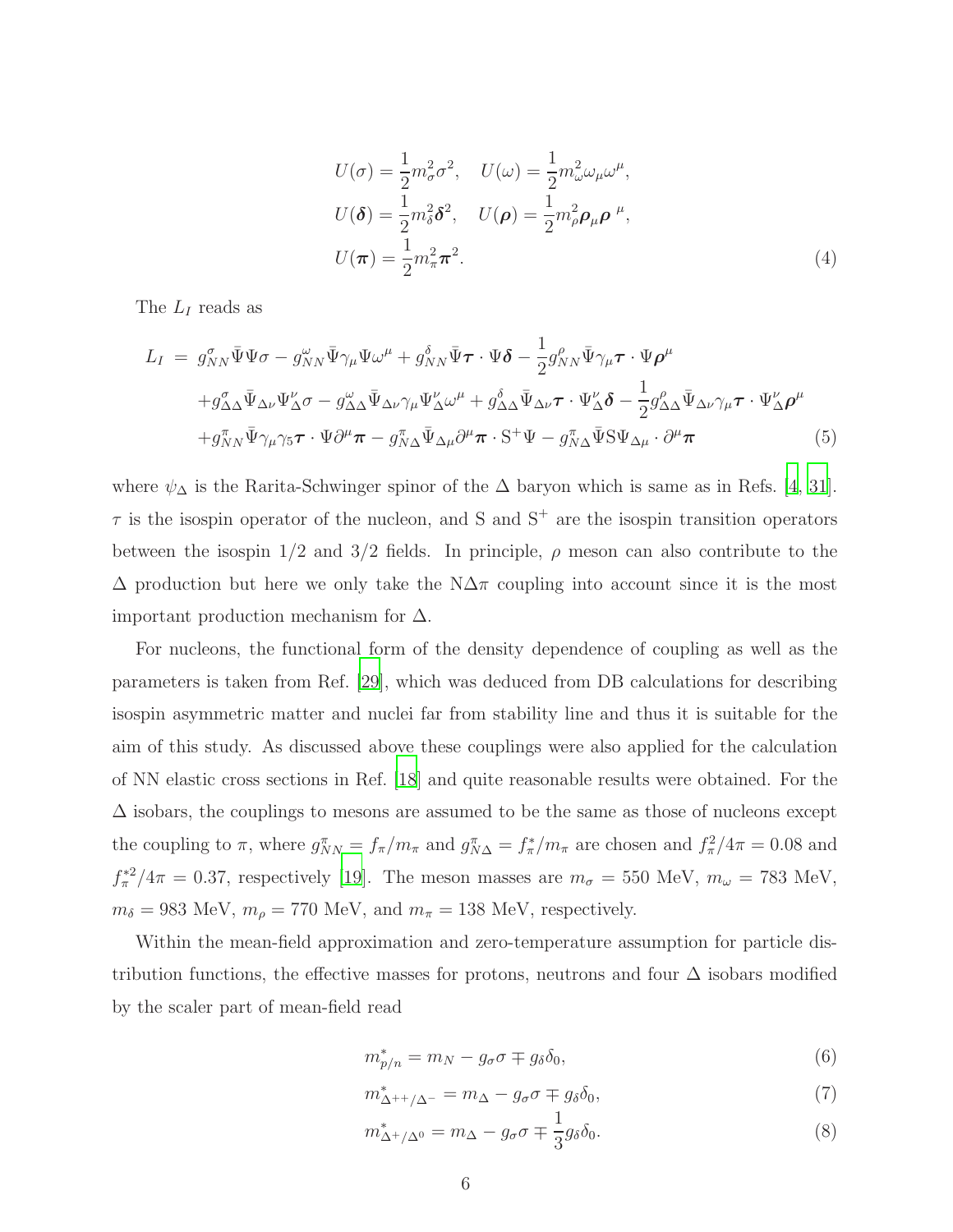$$
\begin{aligned}
U(\sigma) &= \frac{1}{2}m_\sigma^2\sigma^2, \quad U(\omega) = \frac{1}{2}m_\omega^2\omega_\mu\omega^\mu, \\
U(\boldsymbol{\delta}) &= \frac{1}{2}m_\delta^2\boldsymbol{\delta}^2, \quad U(\boldsymbol{\rho}) = \frac{1}{2}m_\rho^2\boldsymbol{\rho}_\mu\boldsymbol{\rho}^{\ \mu}, \\
U(\boldsymbol{\pi}) &= \frac{1}{2}m_\pi^2\boldsymbol{\pi}^2.
\end{aligned} \tag{4}
$$

The $L_I$ reads as

$$
\begin{aligned}
L_I \;=\;& g_{NN}^\sigma\bar{\Psi}\Psi\sigma - g_{NN}^\omega\bar{\Psi}\gamma_\mu\Psi\omega^\mu + g_{NN}^\delta\bar{\Psi}\boldsymbol{\tau}\cdot\Psi\boldsymbol{\delta} - \frac{1}{2}g_{NN}^\rho\bar{\Psi}\gamma_\mu\boldsymbol{\tau}\cdot\Psi\boldsymbol{\rho}^\mu \\
&+ g_{\Delta\Delta}^\sigma\bar{\Psi}_{\Delta\nu}\Psi_\Delta^\nu\sigma - g_{\Delta\Delta}^\omega\bar{\Psi}_{\Delta\nu}\gamma_\mu\Psi_\Delta^\nu\omega^\mu + g_{\Delta\Delta}^\delta\bar{\Psi}_{\Delta\nu}\boldsymbol{\tau}\cdot\Psi_\Delta^\nu\boldsymbol{\delta} - \frac{1}{2}g_{\Delta\Delta}^\rho\bar{\Psi}_{\Delta\nu}\gamma_\mu\boldsymbol{\tau}\cdot\Psi_\Delta^\nu\boldsymbol{\rho}^\mu \\
&+ g_{NN}^\pi\bar{\Psi}\gamma_\mu\gamma_5\boldsymbol{\tau}\cdot\Psi\partial^\mu\boldsymbol{\pi} - g_{N\Delta}^\pi\bar{\Psi}_{\Delta\mu}\partial^\mu\boldsymbol{\pi}\cdot\mathrm{S}^+\Psi - g_{N\Delta}^\pi\bar{\Psi}\mathrm{S}\Psi_{\Delta\mu}\cdot\partial^\mu\boldsymbol{\pi}
\end{aligned} \tag{5}
$$

where $\psi_\Delta$ is the Rarita-Schwinger spinor of the $\Delta$ baryon which is same as in Refs. [4, 31]. $\tau$ is the isospin operator of the nucleon, and S and $\mathrm{S}^+$ are the isospin transition operators between the isospin 1/2 and 3/2 fields. In principle, $\rho$ meson can also contribute to the $\Delta$ production but here we only take the N$\Delta\pi$ coupling into account since it is the most important production mechanism for $\Delta$.

For nucleons, the functional form of the density dependence of coupling as well as the parameters is taken from Ref. [29], which was deduced from DB calculations for describing isospin asymmetric matter and nuclei far from stability line and thus it is suitable for the aim of this study. As discussed above these couplings were also applied for the calculation of NN elastic cross sections in Ref. [18] and quite reasonable results were obtained. For the $\Delta$ isobars, the couplings to mesons are assumed to be the same as those of nucleons except the coupling to $\pi$, where $g_{NN}^\pi = f_\pi/m_\pi$ and $g_{N\Delta}^\pi = f_\pi^*/m_\pi$ are chosen and $f_\pi^2/4\pi = 0.08$ and $f_\pi^{*2}/4\pi = 0.37$, respectively [19]. The meson masses are $m_\sigma = 550$ MeV, $m_\omega = 783$ MeV, $m_\delta = 983$ MeV, $m_\rho = 770$ MeV, and $m_\pi = 138$ MeV, respectively.

Within the mean-field approximation and zero-temperature assumption for particle distribution functions, the effective masses for protons, neutrons and four $\Delta$ isobars modified by the scaler part of mean-field read

$$
m_{p/n}^* = m_N - g_\sigma\sigma \mp g_\delta\delta_0, \tag{6}
$$

$$
m_{\Delta^{++}/\Delta^-}^* = m_\Delta - g_\sigma\sigma \mp g_\delta\delta_0, \tag{7}
$$

$$
m_{\Delta^+/\Delta^0}^* = m_\Delta - g_\sigma\sigma \mp \frac{1}{3}g_\delta\delta_0. \tag{8}
$$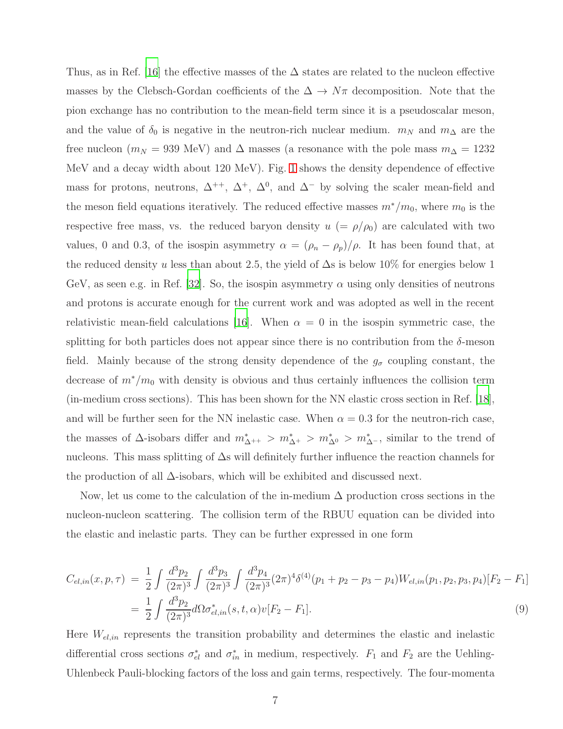Thus, as in Ref. [16] the effective masses of the $\Delta$ states are related to the nucleon effective masses by the Clebsch-Gordan coefficients of the $\Delta \to N\pi$ decomposition. Note that the pion exchange has no contribution to the mean-field term since it is a pseudoscalar meson, and the value of $\delta_0$ is negative in the neutron-rich nuclear medium. $m_N$ and $m_\Delta$ are the free nucleon ($m_N = 939$ MeV) and $\Delta$ masses (a resonance with the pole mass $m_\Delta = 1232$ MeV and a decay width about 120 MeV). Fig. 1 shows the density dependence of effective mass for protons, neutrons, $\Delta^{++}$, $\Delta^{+}$, $\Delta^{0}$, and $\Delta^{-}$ by solving the scaler mean-field and the meson field equations iteratively. The reduced effective masses $m^*/m_0$, where $m_0$ is the respective free mass, vs. the reduced baryon density $u$ ($= \rho/\rho_0$) are calculated with two values, 0 and 0.3, of the isospin asymmetry $\alpha = (\rho_n - \rho_p)/\rho$. It has been found that, at the reduced density $u$ less than about 2.5, the yield of $\Delta$s is below 10% for energies below 1 GeV, as seen e.g. in Ref. [32]. So, the isospin asymmetry $\alpha$ using only densities of neutrons and protons is accurate enough for the current work and was adopted as well in the recent relativistic mean-field calculations [16]. When $\alpha = 0$ in the isospin symmetric case, the splitting for both particles does not appear since there is no contribution from the $\delta$-meson field. Mainly because of the strong density dependence of the $g_\sigma$ coupling constant, the decrease of $m^*/m_0$ with density is obvious and thus certainly influences the collision term (in-medium cross sections). This has been shown for the NN elastic cross section in Ref. [18], and will be further seen for the NN inelastic case. When $\alpha = 0.3$ for the neutron-rich case, the masses of $\Delta$-isobars differ and $m^*_{\Delta^{++}} > m^*_{\Delta^{+}} > m^*_{\Delta^{0}} > m^*_{\Delta^{-}}$, similar to the trend of nucleons. This mass splitting of $\Delta$s will definitely further influence the reaction channels for the production of all $\Delta$-isobars, which will be exhibited and discussed next.

Now, let us come to the calculation of the in-medium $\Delta$ production cross sections in the nucleon-nucleon scattering. The collision term of the RBUU equation can be divided into the elastic and inelastic parts. They can be further expressed in one form

$$
\begin{aligned}
C_{el,in}(x,p,\tau) &= \frac{1}{2}\int \frac{d^3p_2}{(2\pi)^3}\int \frac{d^3p_3}{(2\pi)^3}\int \frac{d^3p_4}{(2\pi)^3}(2\pi)^4\delta^{(4)}(p_1+p_2-p_3-p_4)W_{el,in}(p_1,p_2,p_3,p_4)[F_2-F_1] \\
&= \frac{1}{2}\int \frac{d^3p_2}{(2\pi)^3} d\Omega \sigma^*_{el,in}(s,t,\alpha) v [F_2-F_1]. \qquad (9)
\end{aligned}
$$

Here $W_{el,in}$ represents the transition probability and determines the elastic and inelastic differential cross sections $\sigma^*_{el}$ and $\sigma^*_{in}$ in medium, respectively. $F_1$ and $F_2$ are the Uehling-Uhlenbeck Pauli-blocking factors of the loss and gain terms, respectively. The four-momenta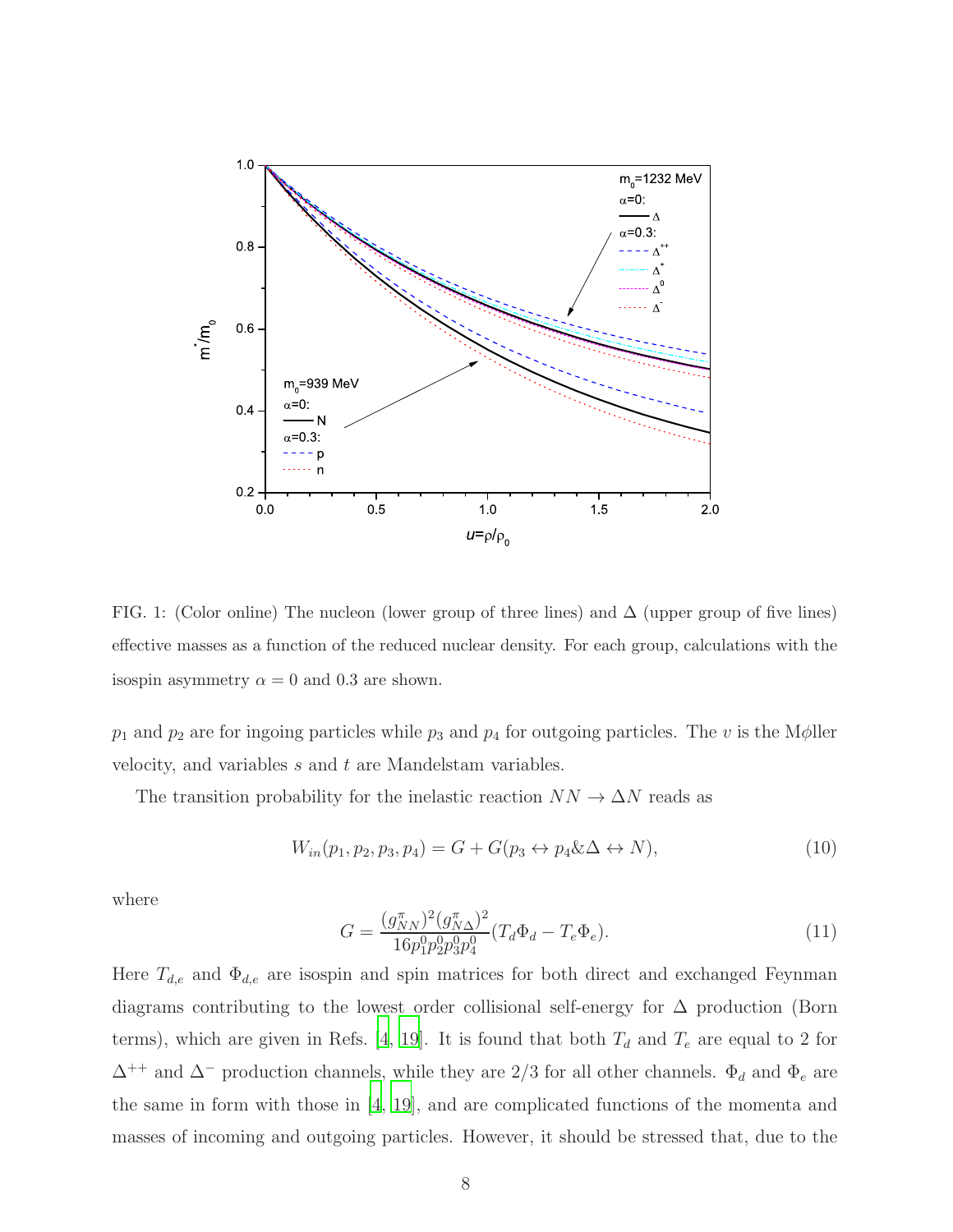FIG. 1: (Color online) The nucleon (lower group of three lines) and $\Delta$ (upper group of five lines) effective masses as a function of the reduced nuclear density. For each group, calculations with the isospin asymmetry $\alpha = 0$ and 0.3 are shown.

$p_1$ and $p_2$ are for ingoing particles while $p_3$ and $p_4$ for outgoing particles. The $v$ is the M$\phi$ller velocity, and variables $s$ and $t$ are Mandelstam variables.

The transition probability for the inelastic reaction $NN \to \Delta N$ reads as

$$W_{in}(p_1, p_2, p_3, p_4) = G + G(p_3 \leftrightarrow p_4 \& \Delta \leftrightarrow N), \tag{10}$$

where

$$G = \frac{(g^{\pi}_{NN})^2 (g^{\pi}_{N\Delta})^2}{16 p^0_1 p^0_2 p^0_3 p^0_4} (T_d \Phi_d - T_e \Phi_e). \tag{11}$$

Here $T_{d,e}$ and $\Phi_{d,e}$ are isospin and spin matrices for both direct and exchanged Feynman diagrams contributing to the lowest order collisional self-energy for $\Delta$ production (Born terms), which are given in Refs. [4, 19]. It is found that both $T_d$ and $T_e$ are equal to 2 for $\Delta^{++}$ and $\Delta^-$ production channels, while they are 2/3 for all other channels. $\Phi_d$ and $\Phi_e$ are the same in form with those in [4, 19], and are complicated functions of the momenta and masses of incoming and outgoing particles. However, it should be stressed that, due to the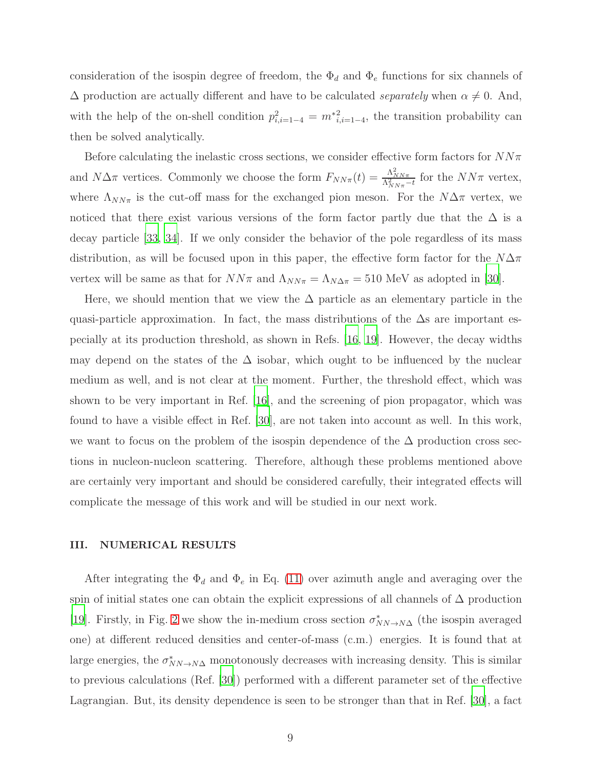consideration of the isospin degree of freedom, the $\Phi_d$ and $\Phi_e$ functions for six channels of $\Delta$ production are actually different and have to be calculated *separately* when $\alpha \neq 0$. And, with the help of the on-shell condition $p^2_{i,i=1-4} = m^{*2}_{i,i=1-4}$, the transition probability can then be solved analytically.

Before calculating the inelastic cross sections, we consider effective form factors for $NN\pi$ and $N\Delta\pi$ vertices. Commonly we choose the form $F_{NN\pi}(t) = \frac{\Lambda^2_{NN\pi}}{\Lambda^2_{NN\pi} - t}$ for the $NN\pi$ vertex, where $\Lambda_{NN\pi}$ is the cut-off mass for the exchanged pion meson. For the $N\Delta\pi$ vertex, we noticed that there exist various versions of the form factor partly due that the $\Delta$ is a decay particle [33, 34]. If we only consider the behavior of the pole regardless of its mass distribution, as will be focused upon in this paper, the effective form factor for the $N\Delta\pi$ vertex will be same as that for $NN\pi$ and $\Lambda_{NN\pi} = \Lambda_{N\Delta\pi} = 510$ MeV as adopted in [30].

Here, we should mention that we view the $\Delta$ particle as an elementary particle in the quasi-particle approximation. In fact, the mass distributions of the $\Delta$s are important especially at its production threshold, as shown in Refs. [16, 19]. However, the decay widths may depend on the states of the $\Delta$ isobar, which ought to be influenced by the nuclear medium as well, and is not clear at the moment. Further, the threshold effect, which was shown to be very important in Ref. [16], and the screening of pion propagator, which was found to have a visible effect in Ref. [30], are not taken into account as well. In this work, we want to focus on the problem of the isospin dependence of the $\Delta$ production cross sections in nucleon-nucleon scattering. Therefore, although these problems mentioned above are certainly very important and should be considered carefully, their integrated effects will complicate the message of this work and will be studied in our next work.

## III. NUMERICAL RESULTS

After integrating the $\Phi_d$ and $\Phi_e$ in Eq. (11) over azimuth angle and averaging over the spin of initial states one can obtain the explicit expressions of all channels of $\Delta$ production [19]. Firstly, in Fig. 2 we show the in-medium cross section $\sigma^*_{NN\to N\Delta}$ (the isospin averaged one) at different reduced densities and center-of-mass (c.m.) energies. It is found that at large energies, the $\sigma^*_{NN\to N\Delta}$ monotonously decreases with increasing density. This is similar to previous calculations (Ref. [30]) performed with a different parameter set of the effective Lagrangian. But, its density dependence is seen to be stronger than that in Ref. [30], a fact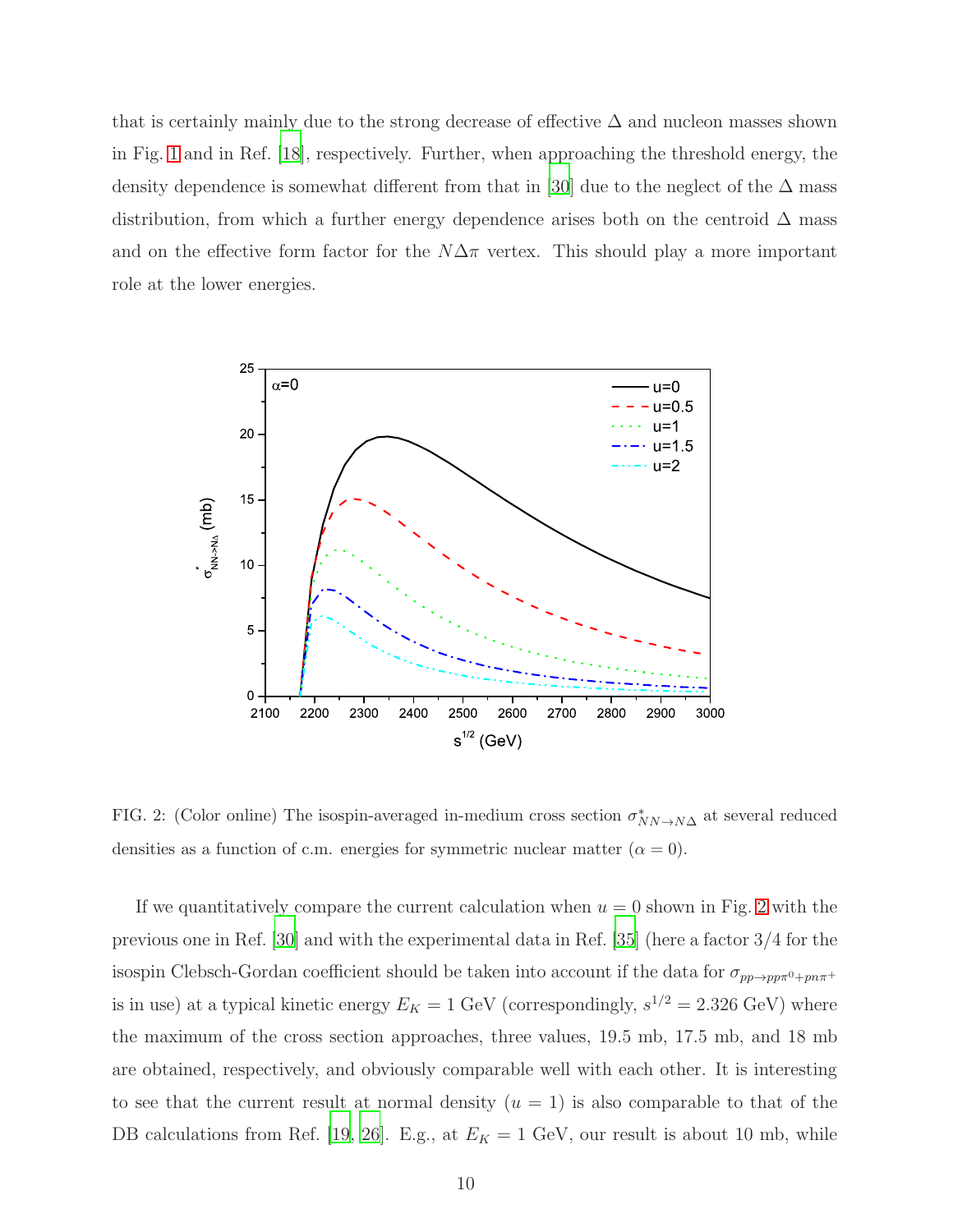that is certainly mainly due to the strong decrease of effective $\Delta$ and nucleon masses shown in Fig. 1 and in Ref. [18], respectively. Further, when approaching the threshold energy, the density dependence is somewhat different from that in [30] due to the neglect of the $\Delta$ mass distribution, from which a further energy dependence arises both on the centroid $\Delta$ mass and on the effective form factor for the $N\Delta\pi$ vertex. This should play a more important role at the lower energies.

FIG. 2: (Color online) The isospin-averaged in-medium cross section $\sigma^*_{NN\to N\Delta}$ at several reduced densities as a function of c.m. energies for symmetric nuclear matter ($\alpha = 0$).

If we quantitatively compare the current calculation when $u = 0$ shown in Fig. 2 with the previous one in Ref. [30] and with the experimental data in Ref. [35] (here a factor 3/4 for the isospin Clebsch-Gordan coefficient should be taken into account if the data for $\sigma_{pp\to pp\pi^0+pn\pi^+}$ is in use) at a typical kinetic energy $E_K = 1$ GeV (correspondingly, $s^{1/2} = 2.326$ GeV) where the maximum of the cross section approaches, three values, 19.5 mb, 17.5 mb, and 18 mb are obtained, respectively, and obviously comparable well with each other. It is interesting to see that the current result at normal density ($u = 1$) is also comparable to that of the DB calculations from Ref. [19, 26]. E.g., at $E_K = 1$ GeV, our result is about 10 mb, while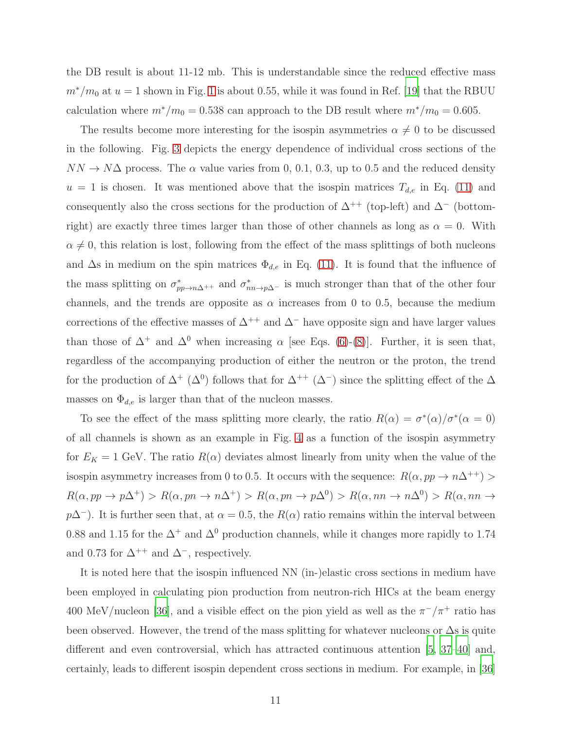the DB result is about 11-12 mb. This is understandable since the reduced effective mass $m^*/m_0$ at $u = 1$ shown in Fig. 1 is about 0.55, while it was found in Ref. [19] that the RBUU calculation where $m^*/m_0 = 0.538$ can approach to the DB result where $m^*/m_0 = 0.605$.

The results become more interesting for the isospin asymmetries $\alpha \neq 0$ to be discussed in the following. Fig. 3 depicts the energy dependence of individual cross sections of the $NN \to N\Delta$ process. The $\alpha$ value varies from 0, 0.1, 0.3, up to 0.5 and the reduced density $u = 1$ is chosen. It was mentioned above that the isospin matrices $T_{d,e}$ in Eq. (11) and consequently also the cross sections for the production of $\Delta^{++}$ (top-left) and $\Delta^-$ (bottom-right) are exactly three times larger than those of other channels as long as $\alpha = 0$. With $\alpha \neq 0$, this relation is lost, following from the effect of the mass splittings of both nucleons and $\Delta$s in medium on the spin matrices $\Phi_{d,e}$ in Eq. (11). It is found that the influence of the mass splitting on $\sigma^*_{pp\to n\Delta^{++}}$ and $\sigma^*_{nn\to p\Delta^-}$ is much stronger than that of the other four channels, and the trends are opposite as $\alpha$ increases from 0 to 0.5, because the medium corrections of the effective masses of $\Delta^{++}$ and $\Delta^-$ have opposite sign and have larger values than those of $\Delta^+$ and $\Delta^0$ when increasing $\alpha$ [see Eqs. (6)-(8)]. Further, it is seen that, regardless of the accompanying production of either the neutron or the proton, the trend for the production of $\Delta^+$ ($\Delta^0$) follows that for $\Delta^{++}$ ($\Delta^-$) since the splitting effect of the $\Delta$ masses on $\Phi_{d,e}$ is larger than that of the nucleon masses.

To see the effect of the mass splitting more clearly, the ratio $R(\alpha) = \sigma^*(\alpha)/\sigma^*(\alpha = 0)$ of all channels is shown as an example in Fig. 4 as a function of the isospin asymmetry for $E_K = 1$ GeV. The ratio $R(\alpha)$ deviates almost linearly from unity when the value of the isospin asymmetry increases from 0 to 0.5. It occurs with the sequence: $R(\alpha, pp \to n\Delta^{++}) > R(\alpha, pp \to p\Delta^+) > R(\alpha, pn \to n\Delta^+) > R(\alpha, pn \to p\Delta^0) > R(\alpha, nn \to n\Delta^0) > R(\alpha, nn \to p\Delta^-)$. It is further seen that, at $\alpha = 0.5$, the $R(\alpha)$ ratio remains within the interval between 0.88 and 1.15 for the $\Delta^+$ and $\Delta^0$ production channels, while it changes more rapidly to 1.74 and 0.73 for $\Delta^{++}$ and $\Delta^-$, respectively.

It is noted here that the isospin influenced NN (in-)elastic cross sections in medium have been employed in calculating pion production from neutron-rich HICs at the beam energy 400 MeV/nucleon [36], and a visible effect on the pion yield as well as the $\pi^-/\pi^+$ ratio has been observed. However, the trend of the mass splitting for whatever nucleons or $\Delta$s is quite different and even controversial, which has attracted continuous attention [5, 37–40] and, certainly, leads to different isospin dependent cross sections in medium. For example, in [36]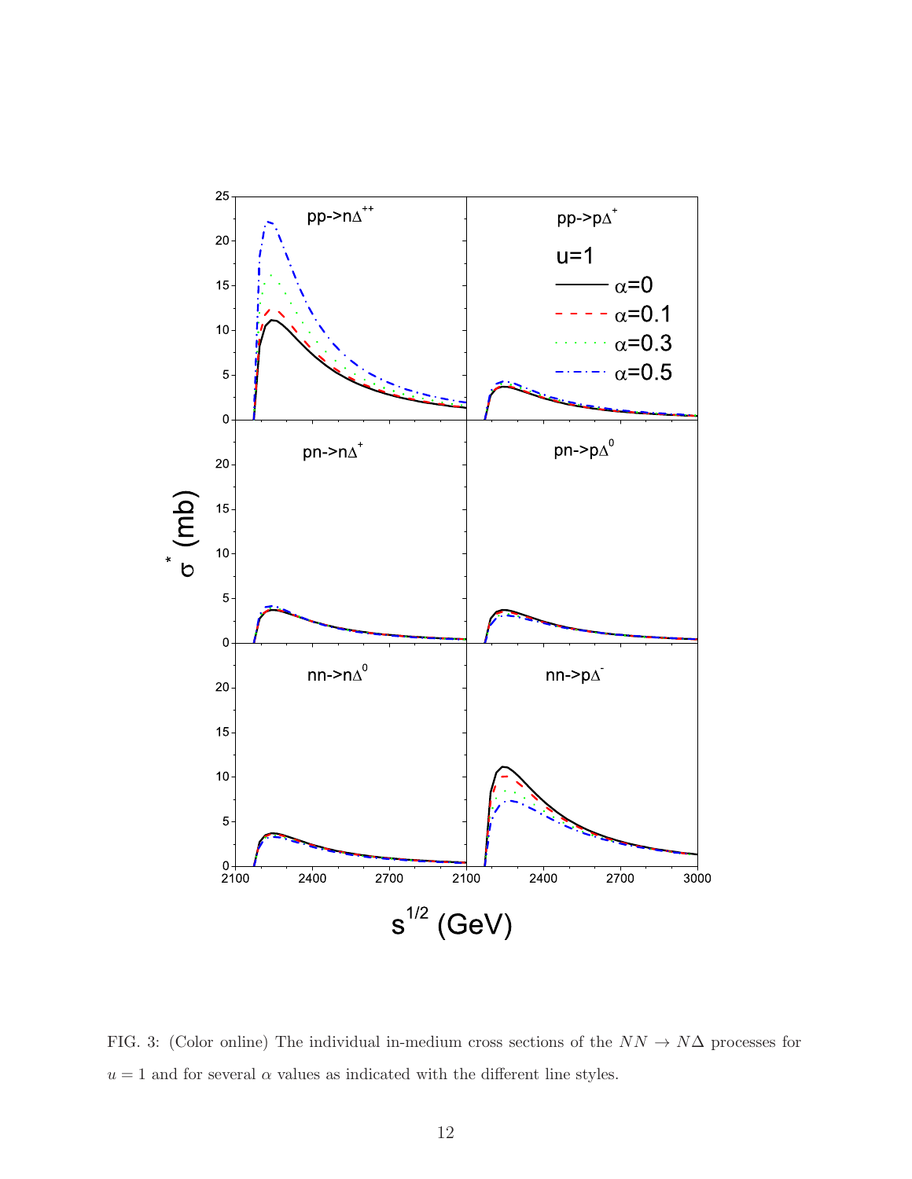FIG. 3: (Color online) The individual in-medium cross sections of the $NN \to N\Delta$ processes for $u = 1$ and for several $\alpha$ values as indicated with the different line styles.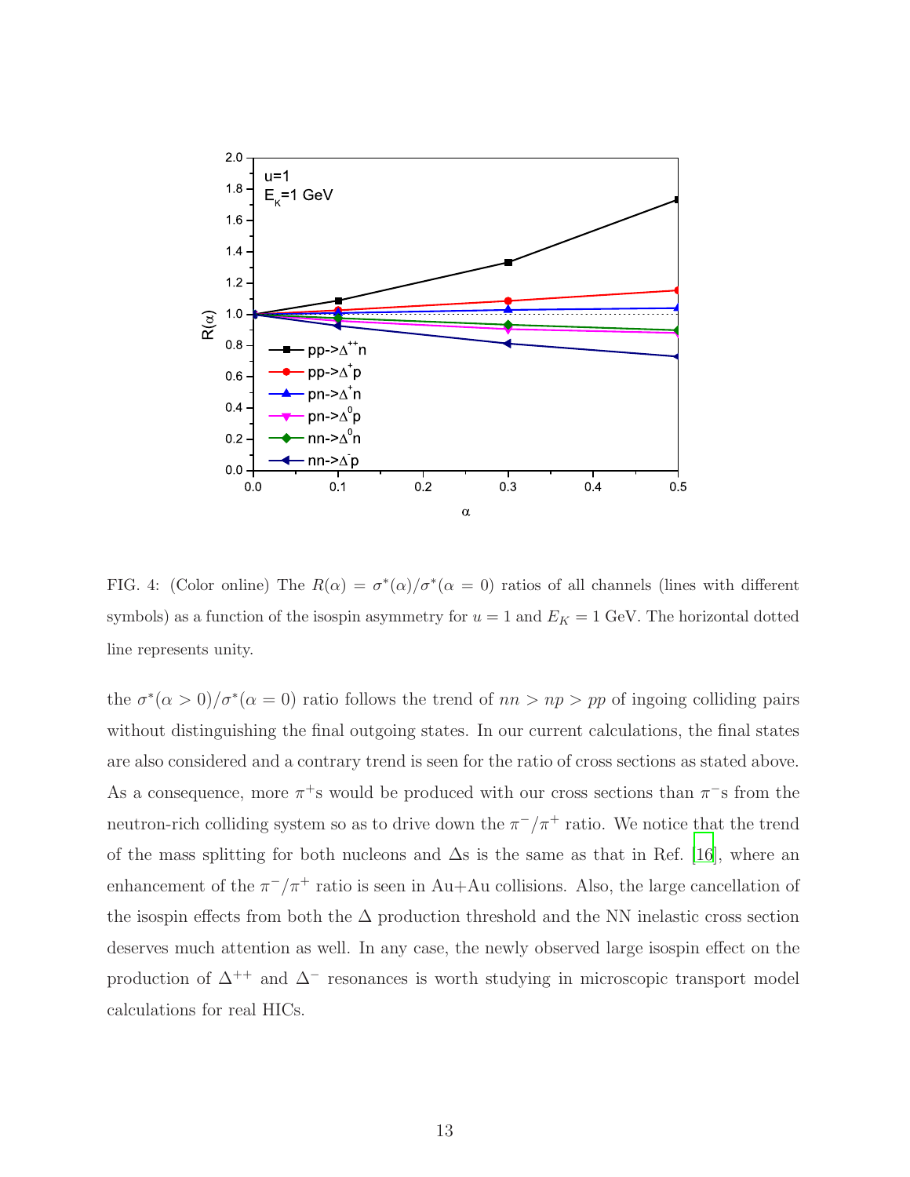FIG. 4: (Color online) The $R(\alpha) = \sigma^*(\alpha)/\sigma^*(\alpha = 0)$ ratios of all channels (lines with different symbols) as a function of the isospin asymmetry for $u = 1$ and $E_K = 1$ GeV. The horizontal dotted line represents unity.

the $\sigma^*(\alpha > 0)/\sigma^*(\alpha = 0)$ ratio follows the trend of $nn > np > pp$ of ingoing colliding pairs without distinguishing the final outgoing states. In our current calculations, the final states are also considered and a contrary trend is seen for the ratio of cross sections as stated above. As a consequence, more $\pi^+$s would be produced with our cross sections than $\pi^-$s from the neutron-rich colliding system so as to drive down the $\pi^-/\pi^+$ ratio. We notice that the trend of the mass splitting for both nucleons and $\Delta$s is the same as that in Ref. [16], where an enhancement of the $\pi^-/\pi^+$ ratio is seen in Au+Au collisions. Also, the large cancellation of the isospin effects from both the $\Delta$ production threshold and the NN inelastic cross section deserves much attention as well. In any case, the newly observed large isospin effect on the production of $\Delta^{++}$ and $\Delta^-$ resonances is worth studying in microscopic transport model calculations for real HICs.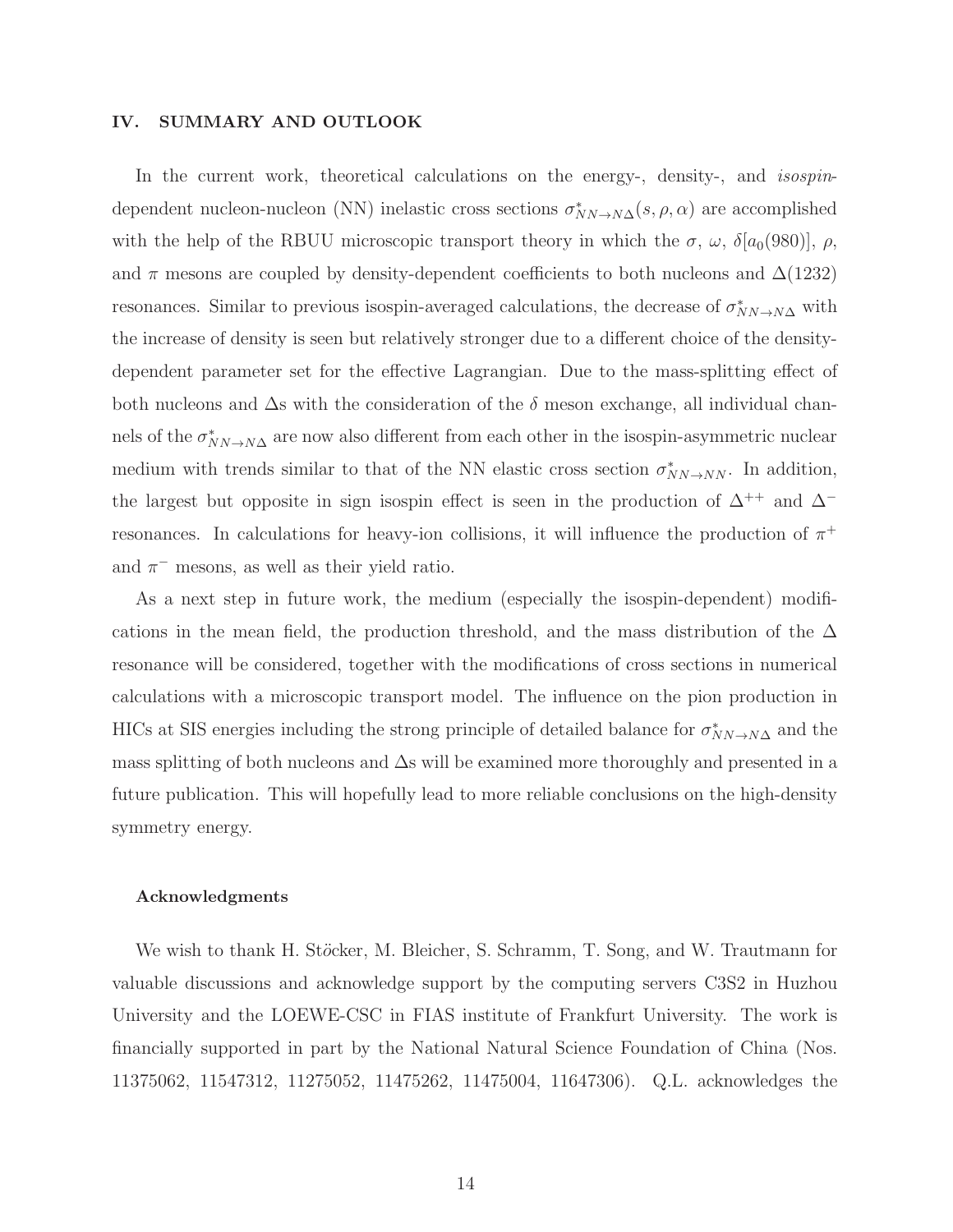## IV. SUMMARY AND OUTLOOK

In the current work, theoretical calculations on the energy-, density-, and *isospin*-dependent nucleon-nucleon (NN) inelastic cross sections $\sigma^*_{NN\to N\Delta}(s,\rho,\alpha)$ are accomplished with the help of the RBUU microscopic transport theory in which the $\sigma$, $\omega$, $\delta[a_0(980)]$, $\rho$, and $\pi$ mesons are coupled by density-dependent coefficients to both nucleons and $\Delta(1232)$ resonances. Similar to previous isospin-averaged calculations, the decrease of $\sigma^*_{NN\to N\Delta}$ with the increase of density is seen but relatively stronger due to a different choice of the density-dependent parameter set for the effective Lagrangian. Due to the mass-splitting effect of both nucleons and $\Delta$s with the consideration of the $\delta$ meson exchange, all individual channels of the $\sigma^*_{NN\to N\Delta}$ are now also different from each other in the isospin-asymmetric nuclear medium with trends similar to that of the NN elastic cross section $\sigma^*_{NN\to NN}$. In addition, the largest but opposite in sign isospin effect is seen in the production of $\Delta^{++}$ and $\Delta^-$ resonances. In calculations for heavy-ion collisions, it will influence the production of $\pi^+$ and $\pi^-$ mesons, as well as their yield ratio.

As a next step in future work, the medium (especially the isospin-dependent) modifications in the mean field, the production threshold, and the mass distribution of the $\Delta$ resonance will be considered, together with the modifications of cross sections in numerical calculations with a microscopic transport model. The influence on the pion production in HICs at SIS energies including the strong principle of detailed balance for $\sigma^*_{NN\to N\Delta}$ and the mass splitting of both nucleons and $\Delta$s will be examined more thoroughly and presented in a future publication. This will hopefully lead to more reliable conclusions on the high-density symmetry energy.

### Acknowledgments

We wish to thank H. Stöcker, M. Bleicher, S. Schramm, T. Song, and W. Trautmann for valuable discussions and acknowledge support by the computing servers C3S2 in Huzhou University and the LOEWE-CSC in FIAS institute of Frankfurt University. The work is financially supported in part by the National Natural Science Foundation of China (Nos. 11375062, 11547312, 11275052, 11475262, 11475004, 11647306). Q.L. acknowledges the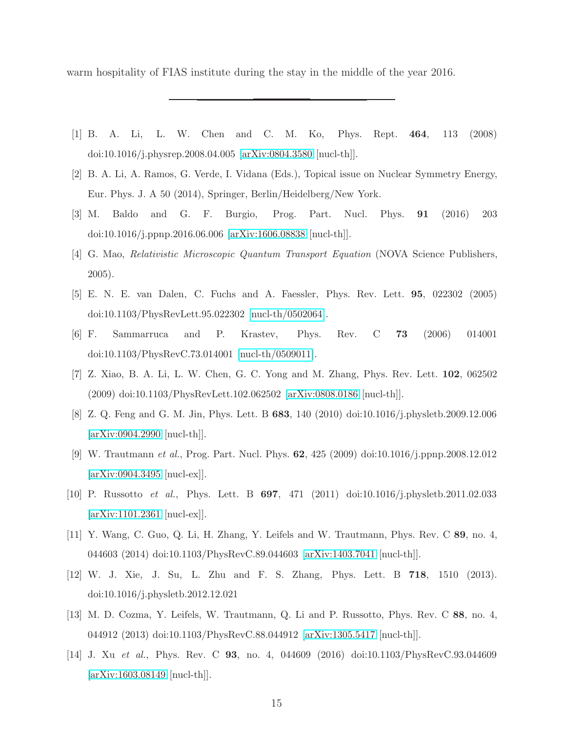warm hospitality of FIAS institute during the stay in the middle of the year 2016.

---

[1] B. A. Li, L. W. Chen and C. M. Ko, Phys. Rept. **464**, 113 (2008) doi:10.1016/j.physrep.2008.04.005 [arXiv:0804.3580 [nucl-th]].

[2] B. A. Li, A. Ramos, G. Verde, I. Vidana (Eds.), Topical issue on Nuclear Symmetry Energy, Eur. Phys. J. A 50 (2014), Springer, Berlin/Heidelberg/New York.

[3] M. Baldo and G. F. Burgio, Prog. Part. Nucl. Phys. **91** (2016) 203 doi:10.1016/j.ppnp.2016.06.006 [arXiv:1606.08838 [nucl-th]].

[4] G. Mao, *Relativistic Microscopic Quantum Transport Equation* (NOVA Science Publishers, 2005).

[5] E. N. E. van Dalen, C. Fuchs and A. Faessler, Phys. Rev. Lett. **95**, 022302 (2005) doi:10.1103/PhysRevLett.95.022302 [nucl-th/0502064].

[6] F. Sammarruca and P. Krastev, Phys. Rev. C **73** (2006) 014001 doi:10.1103/PhysRevC.73.014001 [nucl-th/0509011].

[7] Z. Xiao, B. A. Li, L. W. Chen, G. C. Yong and M. Zhang, Phys. Rev. Lett. **102**, 062502 (2009) doi:10.1103/PhysRevLett.102.062502 [arXiv:0808.0186 [nucl-th]].

[8] Z. Q. Feng and G. M. Jin, Phys. Lett. B **683**, 140 (2010) doi:10.1016/j.physletb.2009.12.006 [arXiv:0904.2990 [nucl-th]].

[9] W. Trautmann *et al.*, Prog. Part. Nucl. Phys. **62**, 425 (2009) doi:10.1016/j.ppnp.2008.12.012 [arXiv:0904.3495 [nucl-ex]].

[10] P. Russotto *et al.*, Phys. Lett. B **697**, 471 (2011) doi:10.1016/j.physletb.2011.02.033 [arXiv:1101.2361 [nucl-ex]].

[11] Y. Wang, C. Guo, Q. Li, H. Zhang, Y. Leifels and W. Trautmann, Phys. Rev. C **89**, no. 4, 044603 (2014) doi:10.1103/PhysRevC.89.044603 [arXiv:1403.7041 [nucl-th]].

[12] W. J. Xie, J. Su, L. Zhu and F. S. Zhang, Phys. Lett. B **718**, 1510 (2013). doi:10.1016/j.physletb.2012.12.021

[13] M. D. Cozma, Y. Leifels, W. Trautmann, Q. Li and P. Russotto, Phys. Rev. C **88**, no. 4, 044912 (2013) doi:10.1103/PhysRevC.88.044912 [arXiv:1305.5417 [nucl-th]].

[14] J. Xu *et al.*, Phys. Rev. C **93**, no. 4, 044609 (2016) doi:10.1103/PhysRevC.93.044609 [arXiv:1603.08149 [nucl-th]].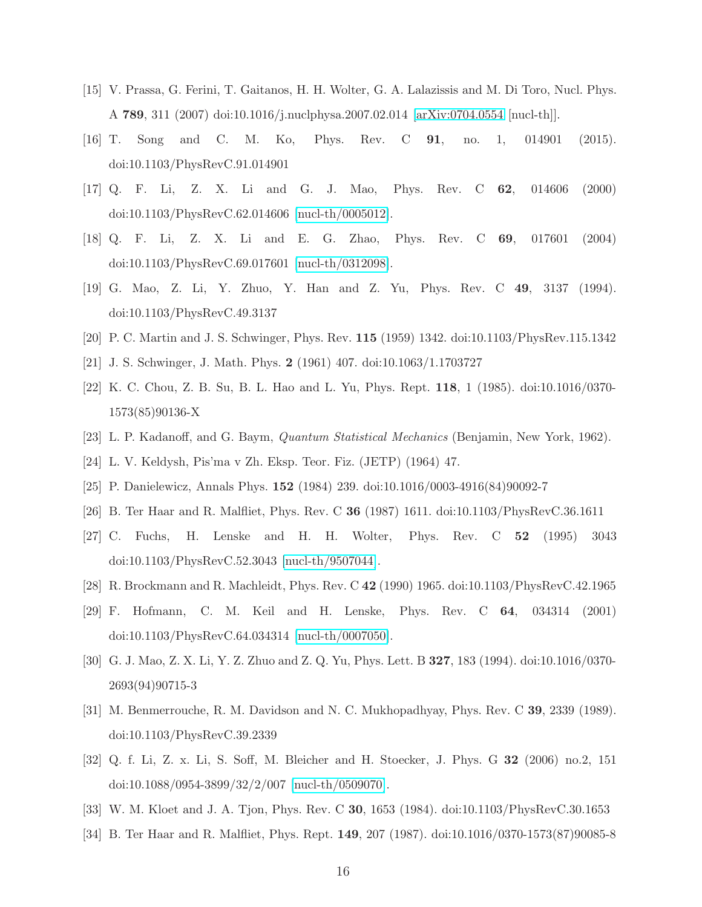[15] V. Prassa, G. Ferini, T. Gaitanos, H. H. Wolter, G. A. Lalazissis and M. Di Toro, Nucl. Phys. A **789**, 311 (2007) doi:10.1016/j.nuclphysa.2007.02.014 [arXiv:0704.0554 [nucl-th]].

[16] T. Song and C. M. Ko, Phys. Rev. C **91**, no. 1, 014901 (2015). doi:10.1103/PhysRevC.91.014901

[17] Q. F. Li, Z. X. Li and G. J. Mao, Phys. Rev. C **62**, 014606 (2000) doi:10.1103/PhysRevC.62.014606 [nucl-th/0005012].

[18] Q. F. Li, Z. X. Li and E. G. Zhao, Phys. Rev. C **69**, 017601 (2004) doi:10.1103/PhysRevC.69.017601 [nucl-th/0312098].

[19] G. Mao, Z. Li, Y. Zhuo, Y. Han and Z. Yu, Phys. Rev. C **49**, 3137 (1994). doi:10.1103/PhysRevC.49.3137

[20] P. C. Martin and J. S. Schwinger, Phys. Rev. **115** (1959) 1342. doi:10.1103/PhysRev.115.1342

[21] J. S. Schwinger, J. Math. Phys. **2** (1961) 407. doi:10.1063/1.1703727

[22] K. C. Chou, Z. B. Su, B. L. Hao and L. Yu, Phys. Rept. **118**, 1 (1985). doi:10.1016/0370-1573(85)90136-X

[23] L. P. Kadanoff, and G. Baym, *Quantum Statistical Mechanics* (Benjamin, New York, 1962).

[24] L. V. Keldysh, Pis'ma v Zh. Eksp. Teor. Fiz. (JETP) (1964) 47.

[25] P. Danielewicz, Annals Phys. **152** (1984) 239. doi:10.1016/0003-4916(84)90092-7

[26] B. Ter Haar and R. Malfliet, Phys. Rev. C **36** (1987) 1611. doi:10.1103/PhysRevC.36.1611

[27] C. Fuchs, H. Lenske and H. H. Wolter, Phys. Rev. C **52** (1995) 3043 doi:10.1103/PhysRevC.52.3043 [nucl-th/9507044].

[28] R. Brockmann and R. Machleidt, Phys. Rev. C **42** (1990) 1965. doi:10.1103/PhysRevC.42.1965

[29] F. Hofmann, C. M. Keil and H. Lenske, Phys. Rev. C **64**, 034314 (2001) doi:10.1103/PhysRevC.64.034314 [nucl-th/0007050].

[30] G. J. Mao, Z. X. Li, Y. Z. Zhuo and Z. Q. Yu, Phys. Lett. B **327**, 183 (1994). doi:10.1016/0370-2693(94)90715-3

[31] M. Benmerrouche, R. M. Davidson and N. C. Mukhopadhyay, Phys. Rev. C **39**, 2339 (1989). doi:10.1103/PhysRevC.39.2339

[32] Q. f. Li, Z. x. Li, S. Soff, M. Bleicher and H. Stoecker, J. Phys. G **32** (2006) no.2, 151 doi:10.1088/0954-3899/32/2/007 [nucl-th/0509070].

[33] W. M. Kloet and J. A. Tjon, Phys. Rev. C **30**, 1653 (1984). doi:10.1103/PhysRevC.30.1653

[34] B. Ter Haar and R. Malfliet, Phys. Rept. **149**, 207 (1987). doi:10.1016/0370-1573(87)90085-8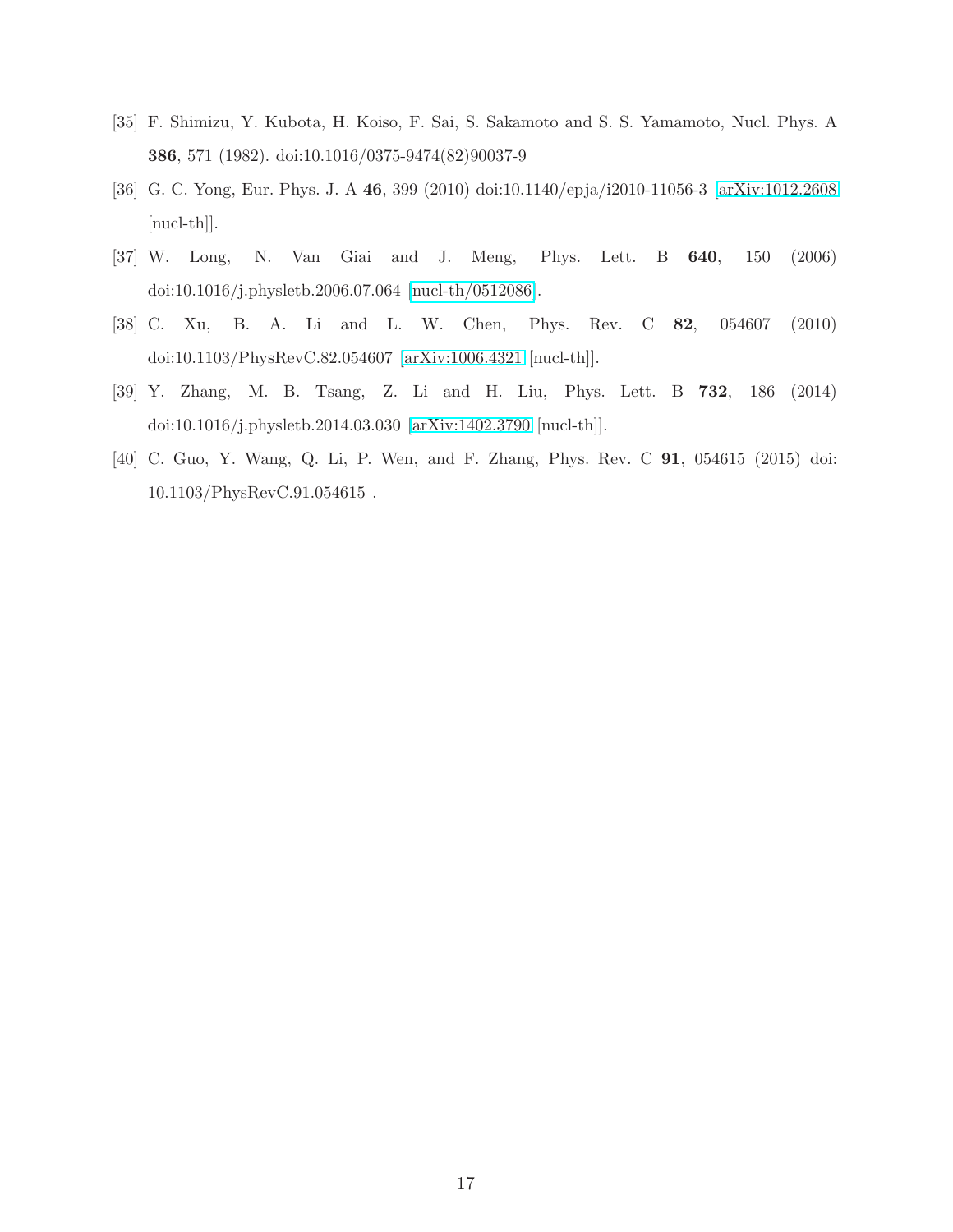[35] F. Shimizu, Y. Kubota, H. Koiso, F. Sai, S. Sakamoto and S. S. Yamamoto, Nucl. Phys. A **386**, 571 (1982). doi:10.1016/0375-9474(82)90037-9

[36] G. C. Yong, Eur. Phys. J. A **46**, 399 (2010) doi:10.1140/epja/i2010-11056-3 [arXiv:1012.2608 [nucl-th]].

[37] W. Long, N. Van Giai and J. Meng, Phys. Lett. B **640**, 150 (2006) doi:10.1016/j.physletb.2006.07.064 [nucl-th/0512086].

[38] C. Xu, B. A. Li and L. W. Chen, Phys. Rev. C **82**, 054607 (2010) doi:10.1103/PhysRevC.82.054607 [arXiv:1006.4321 [nucl-th]].

[39] Y. Zhang, M. B. Tsang, Z. Li and H. Liu, Phys. Lett. B **732**, 186 (2014) doi:10.1016/j.physletb.2014.03.030 [arXiv:1402.3790 [nucl-th]].

[40] C. Guo, Y. Wang, Q. Li, P. Wen, and F. Zhang, Phys. Rev. C **91**, 054615 (2015) doi: 10.1103/PhysRevC.91.054615 .